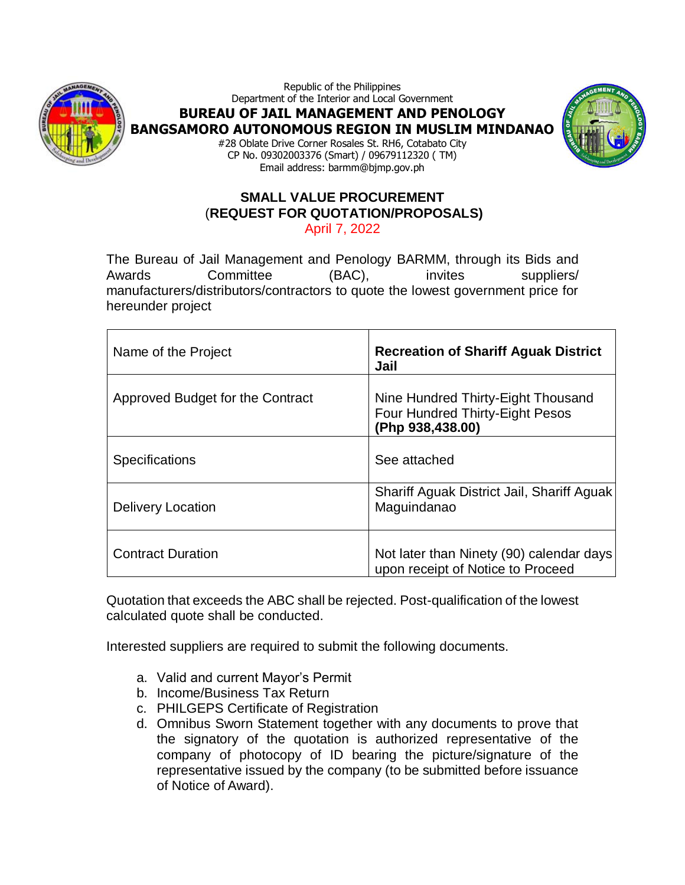Republic of the Philippines
Department of the Interior and Local Government

**BUREAU OF JAIL MANAGEMENT AND PENOLOGY**
**BANGSAMORO AUTONOMOUS REGION IN MUSLIM MINDANAO**

#28 Oblate Drive Corner Rosales St. RH6, Cotabato City
CP No. 09302003376 (Smart) / 09679112320 ( TM)
Email address: barmm@bjmp.gov.ph

## SMALL VALUE PROCUREMENT
## (REQUEST FOR QUOTATION/PROPOSALS)

April 7, 2022

The Bureau of Jail Management and Penology BARMM, through its Bids and Awards Committee (BAC), invites suppliers/ manufacturers/distributors/contractors to quote the lowest government price for hereunder project

| | |
|---|---|
| Name of the Project | **Recreation of Shariff Aguak District Jail** |
| Approved Budget for the Contract | Nine Hundred Thirty-Eight Thousand Four Hundred Thirty-Eight Pesos **(Php 938,438.00)** |
| Specifications | See attached |
| Delivery Location | Shariff Aguak District Jail, Shariff Aguak Maguindanao |
| Contract Duration | Not later than Ninety (90) calendar days upon receipt of Notice to Proceed |

Quotation that exceeds the ABC shall be rejected. Post-qualification of the lowest calculated quote shall be conducted.

Interested suppliers are required to submit the following documents.

a. Valid and current Mayor's Permit
b. Income/Business Tax Return
c. PHILGEPS Certificate of Registration
d. Omnibus Sworn Statement together with any documents to prove that the signatory of the quotation is authorized representative of the company of photocopy of ID bearing the picture/signature of the representative issued by the company (to be submitted before issuance of Notice of Award).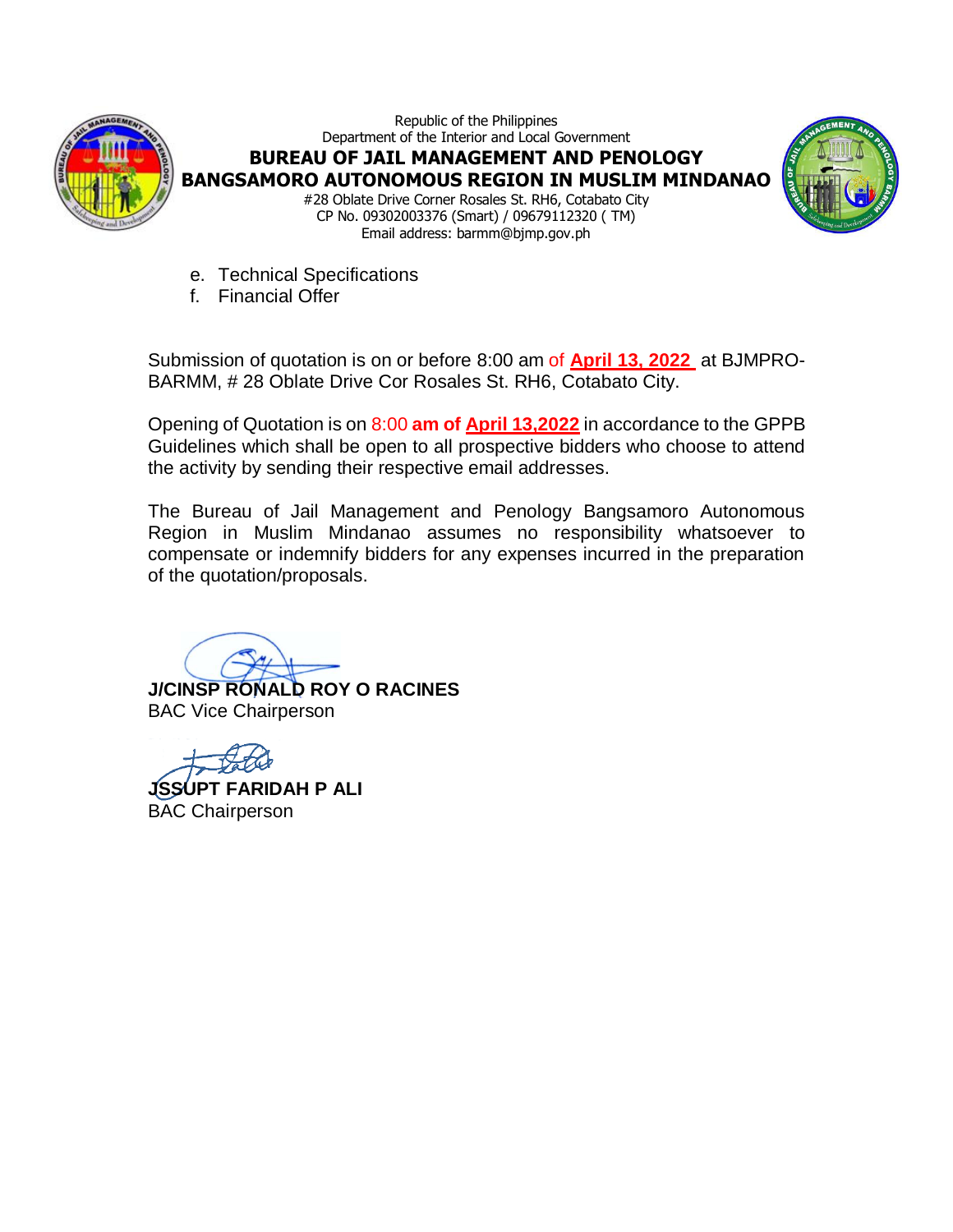Republic of the Philippines
Department of the Interior and Local Government
**BUREAU OF JAIL MANAGEMENT AND PENOLOGY**
**BANGSAMORO AUTONOMOUS REGION IN MUSLIM MINDANAO**
#28 Oblate Drive Corner Rosales St. RH6, Cotabato City
CP No. 09302003376 (Smart) / 09679112320 ( TM)
Email address: barmm@bjmp.gov.ph

e. Technical Specifications
f. Financial Offer

Submission of quotation is on or before 8:00 am of **April 13, 2022** at BJMPRO-BARMM, # 28 Oblate Drive Cor Rosales St. RH6, Cotabato City.

Opening of Quotation is on 8:00 **am of April 13,2022** in accordance to the GPPB Guidelines which shall be open to all prospective bidders who choose to attend the activity by sending their respective email addresses.

The Bureau of Jail Management and Penology Bangsamoro Autonomous Region in Muslim Mindanao assumes no responsibility whatsoever to compensate or indemnify bidders for any expenses incurred in the preparation of the quotation/proposals.

**J/CINSP RONALD ROY O RACINES**
BAC Vice Chairperson

**JSSUPT FARIDAH P ALI**
BAC Chairperson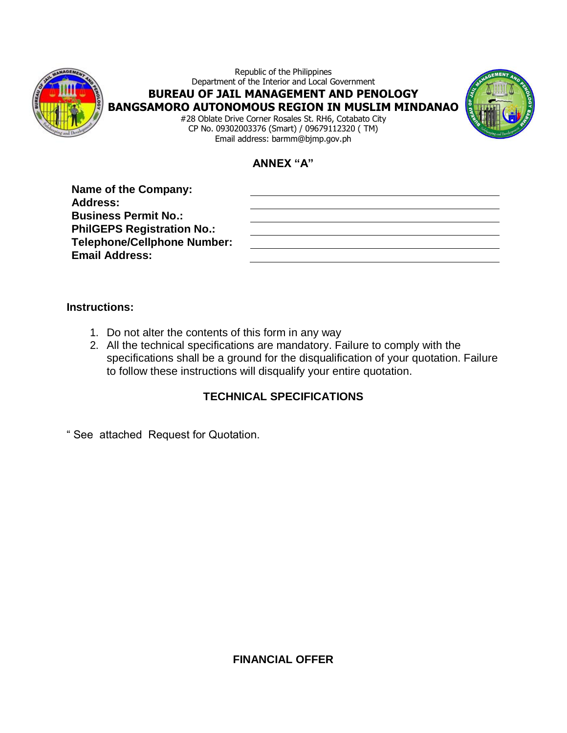Republic of the Philippines
Department of the Interior and Local Government

**BUREAU OF JAIL MANAGEMENT AND PENOLOGY**
**BANGSAMORO AUTONOMOUS REGION IN MUSLIM MINDANAO**

#28 Oblate Drive Corner Rosales St. RH6, Cotabato City
CP No. 09302003376 (Smart) / 09679112320 ( TM)
Email address: barmm@bjmp.gov.ph

## ANNEX "A"

**Name of the Company:** ____________________
**Address:** ____________________
**Business Permit No.:** ____________________
**PhilGEPS Registration No.:** ____________________
**Telephone/Cellphone Number:** ____________________
**Email Address:** ____________________

**Instructions:**

1. Do not alter the contents of this form in any way
2. All the technical specifications are mandatory. Failure to comply with the specifications shall be a ground for the disqualification of your quotation. Failure to follow these instructions will disqualify your entire quotation.

## TECHNICAL SPECIFICATIONS

" See attached Request for Quotation.

## FINANCIAL OFFER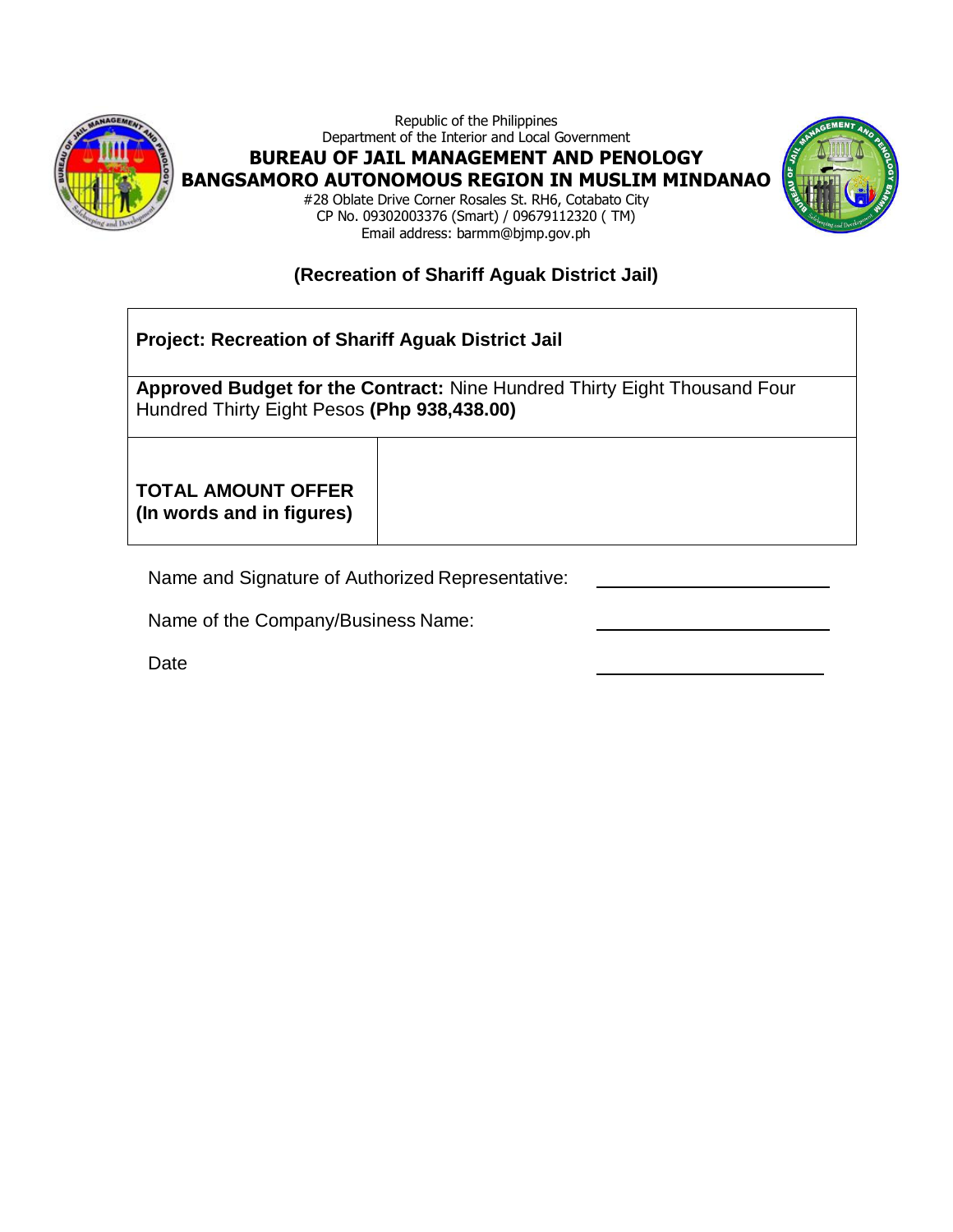Republic of the Philippines
Department of the Interior and Local Government

**BUREAU OF JAIL MANAGEMENT AND PENOLOGY**
**BANGSAMORO AUTONOMOUS REGION IN MUSLIM MINDANAO**

#28 Oblate Drive Corner Rosales St. RH6, Cotabato City
CP No. 09302003376 (Smart) / 09679112320 ( TM)
Email address: barmm@bjmp.gov.ph

## (Recreation of Shariff Aguak District Jail)

| | |
|---|---|
| **Project: Recreation of Shariff Aguak District Jail** | |
| **Approved Budget for the Contract:** Nine Hundred Thirty Eight Thousand Four Hundred Thirty Eight Pesos **(Php 938,438.00)** | |
| **TOTAL AMOUNT OFFER (In words and in figures)** | |

Name and Signature of Authorized Representative: ____________________

Name of the Company/Business Name: ____________________

Date ____________________